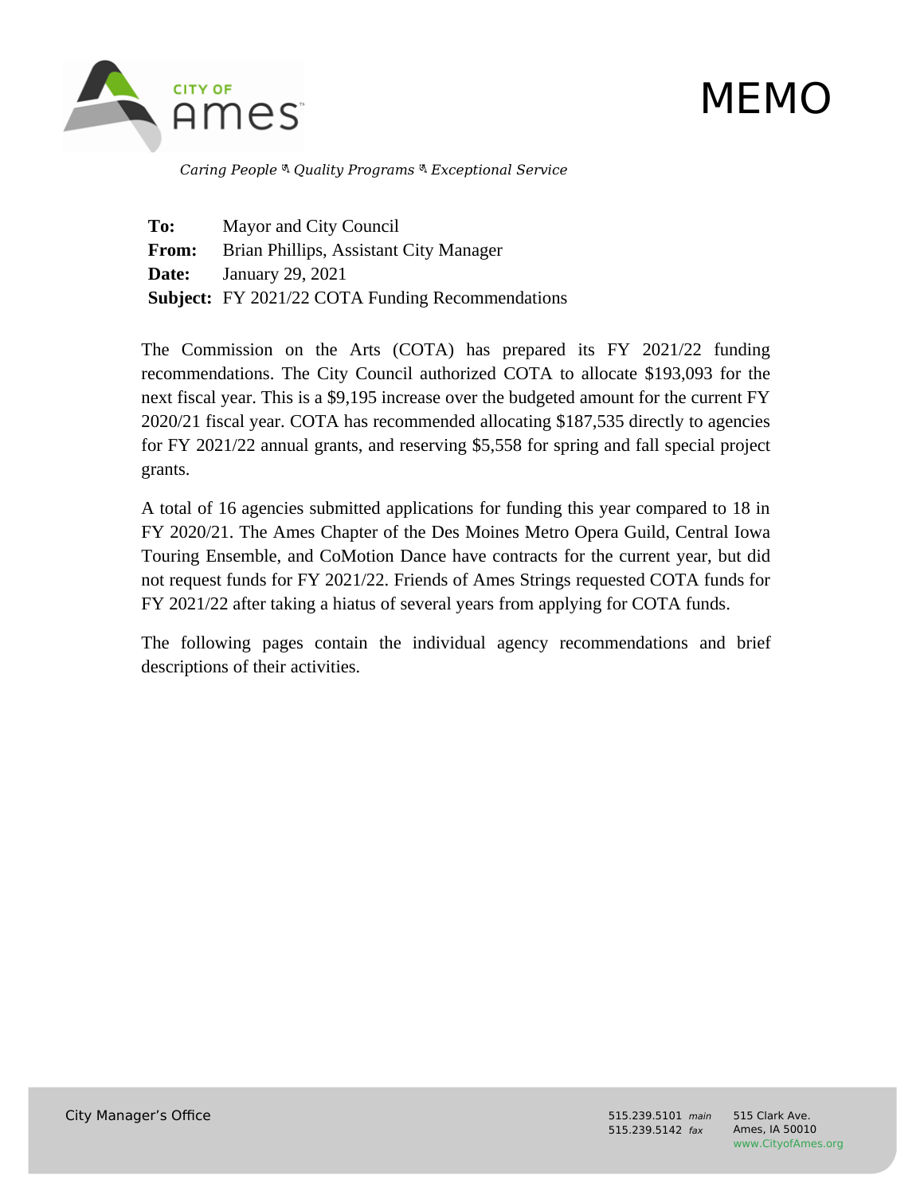# MEMO

*Caring People ❧ Quality Programs ❧ Exceptional Service*

**To:** Mayor and City Council
**From:** Brian Phillips, Assistant City Manager
**Date:** January 29, 2021
**Subject:** FY 2021/22 COTA Funding Recommendations

The Commission on the Arts (COTA) has prepared its FY 2021/22 funding recommendations. The City Council authorized COTA to allocate $193,093 for the next fiscal year. This is a $9,195 increase over the budgeted amount for the current FY 2020/21 fiscal year. COTA has recommended allocating $187,535 directly to agencies for FY 2021/22 annual grants, and reserving $5,558 for spring and fall special project grants.

A total of 16 agencies submitted applications for funding this year compared to 18 in FY 2020/21. The Ames Chapter of the Des Moines Metro Opera Guild, Central Iowa Touring Ensemble, and CoMotion Dance have contracts for the current year, but did not request funds for FY 2021/22. Friends of Ames Strings requested COTA funds for FY 2021/22 after taking a hiatus of several years from applying for COTA funds.

The following pages contain the individual agency recommendations and brief descriptions of their activities.

City Manager's Office

515.239.5101 *main*
515.239.5142 *fax*

515 Clark Ave.
Ames, IA 50010
www.CityofAmes.org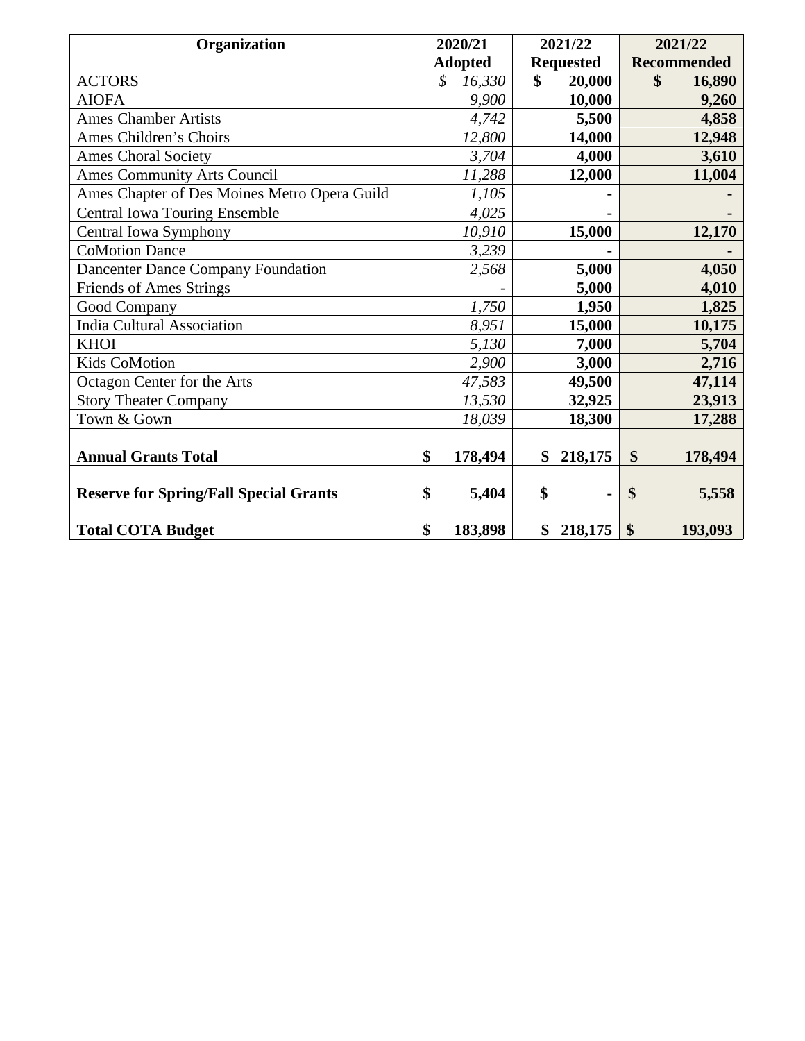| Organization | 2020/21 Adopted | 2021/22 Requested | 2021/22 Recommended |
|---|---|---|---|
| ACTORS | *$ 16,330* | **$ 20,000** | **$ 16,890** |
| AIOFA | *9,900* | **10,000** | **9,260** |
| Ames Chamber Artists | *4,742* | **5,500** | **4,858** |
| Ames Children's Choirs | *12,800* | **14,000** | **12,948** |
| Ames Choral Society | *3,704* | **4,000** | **3,610** |
| Ames Community Arts Council | *11,288* | **12,000** | **11,004** |
| Ames Chapter of Des Moines Metro Opera Guild | *1,105* | **-** | **-** |
| Central Iowa Touring Ensemble | *4,025* | **-** | **-** |
| Central Iowa Symphony | *10,910* | **15,000** | **12,170** |
| CoMotion Dance | *3,239* | **-** | **-** |
| Dancenter Dance Company Foundation | *2,568* | **5,000** | **4,050** |
| Friends of Ames Strings | *-* | **5,000** | **4,010** |
| Good Company | *1,750* | **1,950** | **1,825** |
| India Cultural Association | *8,951* | **15,000** | **10,175** |
| KHOI | *5,130* | **7,000** | **5,704** |
| Kids CoMotion | *2,900* | **3,000** | **2,716** |
| Octagon Center for the Arts | *47,583* | **49,500** | **47,114** |
| Story Theater Company | *13,530* | **32,925** | **23,913** |
| Town & Gown | *18,039* | **18,300** | **17,288** |
| **Annual Grants Total** | **$ 178,494** | **$ 218,175** | **$ 178,494** |
| **Reserve for Spring/Fall Special Grants** | **$ 5,404** | **$ -** | **$ 5,558** |
| **Total COTA Budget** | **$ 183,898** | **$ 218,175** | **$ 193,093** |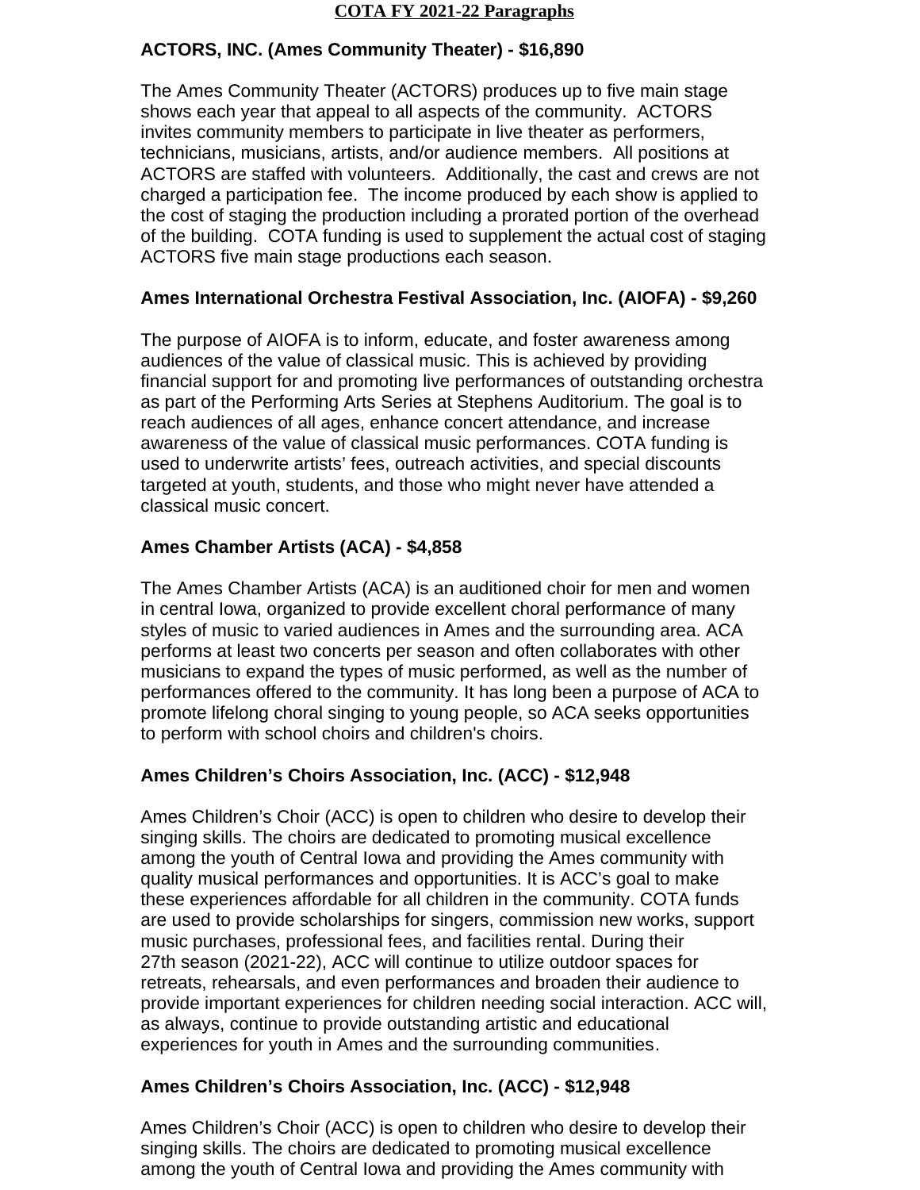# COTA FY 2021-22 Paragraphs

**ACTORS, INC. (Ames Community Theater) - $16,890**

The Ames Community Theater (ACTORS) produces up to five main stage shows each year that appeal to all aspects of the community. ACTORS invites community members to participate in live theater as performers, technicians, musicians, artists, and/or audience members. All positions at ACTORS are staffed with volunteers. Additionally, the cast and crews are not charged a participation fee. The income produced by each show is applied to the cost of staging the production including a prorated portion of the overhead of the building. COTA funding is used to supplement the actual cost of staging ACTORS five main stage productions each season.

**Ames International Orchestra Festival Association, Inc. (AIOFA) - $9,260**

The purpose of AIOFA is to inform, educate, and foster awareness among audiences of the value of classical music. This is achieved by providing financial support for and promoting live performances of outstanding orchestra as part of the Performing Arts Series at Stephens Auditorium. The goal is to reach audiences of all ages, enhance concert attendance, and increase awareness of the value of classical music performances. COTA funding is used to underwrite artists' fees, outreach activities, and special discounts targeted at youth, students, and those who might never have attended a classical music concert.

**Ames Chamber Artists (ACA) - $4,858**

The Ames Chamber Artists (ACA) is an auditioned choir for men and women in central Iowa, organized to provide excellent choral performance of many styles of music to varied audiences in Ames and the surrounding area. ACA performs at least two concerts per season and often collaborates with other musicians to expand the types of music performed, as well as the number of performances offered to the community. It has long been a purpose of ACA to promote lifelong choral singing to young people, so ACA seeks opportunities to perform with school choirs and children's choirs.

**Ames Children's Choirs Association, Inc. (ACC) - $12,948**

Ames Children's Choir (ACC) is open to children who desire to develop their singing skills. The choirs are dedicated to promoting musical excellence among the youth of Central Iowa and providing the Ames community with quality musical performances and opportunities. It is ACC's goal to make these experiences affordable for all children in the community. COTA funds are used to provide scholarships for singers, commission new works, support music purchases, professional fees, and facilities rental. During their 27th season (2021-22), ACC will continue to utilize outdoor spaces for retreats, rehearsals, and even performances and broaden their audience to provide important experiences for children needing social interaction. ACC will, as always, continue to provide outstanding artistic and educational experiences for youth in Ames and the surrounding communities.

**Ames Children's Choirs Association, Inc. (ACC) - $12,948**

Ames Children's Choir (ACC) is open to children who desire to develop their singing skills. The choirs are dedicated to promoting musical excellence among the youth of Central Iowa and providing the Ames community with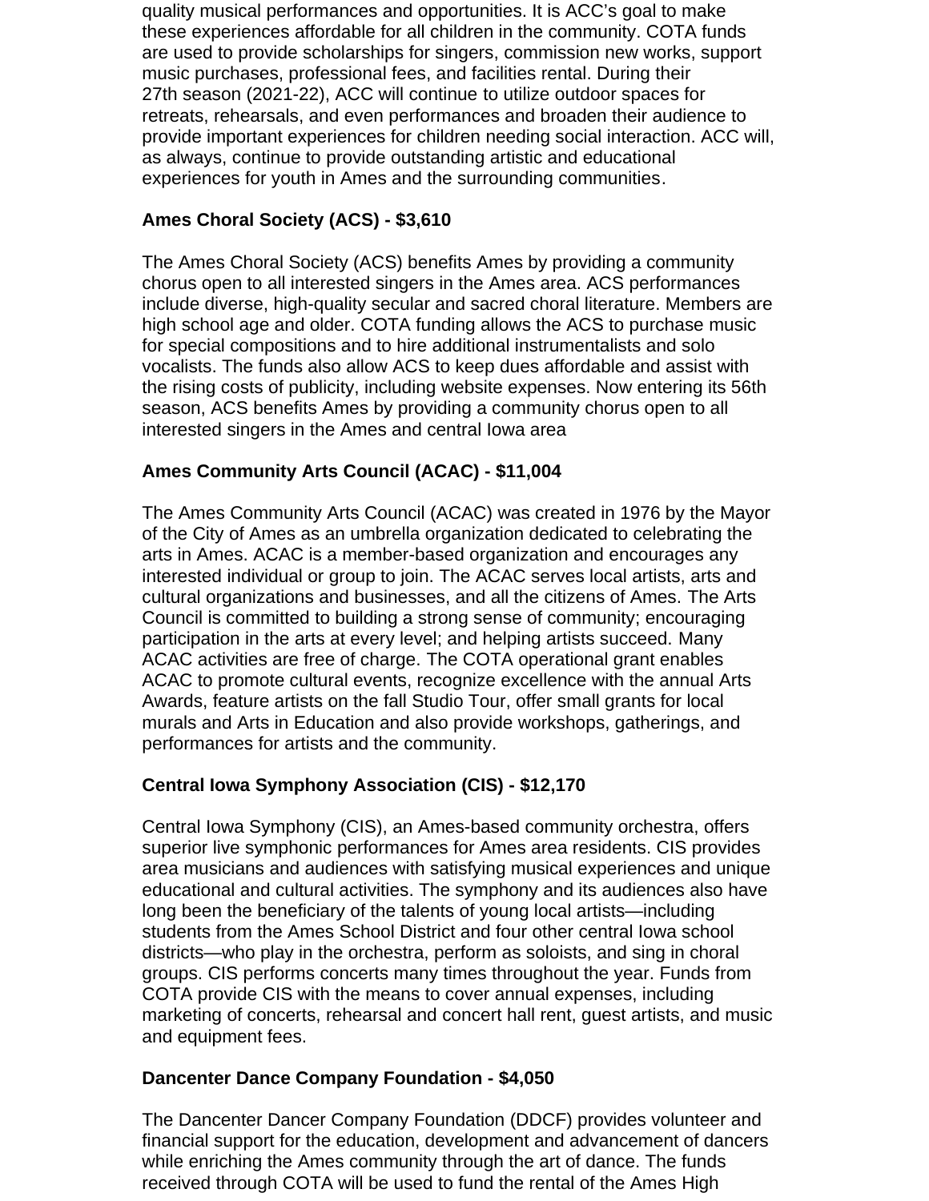quality musical performances and opportunities. It is ACC's goal to make these experiences affordable for all children in the community. COTA funds are used to provide scholarships for singers, commission new works, support music purchases, professional fees, and facilities rental. During their 27th season (2021-22), ACC will continue to utilize outdoor spaces for retreats, rehearsals, and even performances and broaden their audience to provide important experiences for children needing social interaction. ACC will, as always, continue to provide outstanding artistic and educational experiences for youth in Ames and the surrounding communities.

**Ames Choral Society (ACS) - $3,610**

The Ames Choral Society (ACS) benefits Ames by providing a community chorus open to all interested singers in the Ames area. ACS performances include diverse, high-quality secular and sacred choral literature. Members are high school age and older. COTA funding allows the ACS to purchase music for special compositions and to hire additional instrumentalists and solo vocalists. The funds also allow ACS to keep dues affordable and assist with the rising costs of publicity, including website expenses. Now entering its 56th season, ACS benefits Ames by providing a community chorus open to all interested singers in the Ames and central Iowa area

**Ames Community Arts Council (ACAC) - $11,004**

The Ames Community Arts Council (ACAC) was created in 1976 by the Mayor of the City of Ames as an umbrella organization dedicated to celebrating the arts in Ames. ACAC is a member-based organization and encourages any interested individual or group to join. The ACAC serves local artists, arts and cultural organizations and businesses, and all the citizens of Ames. The Arts Council is committed to building a strong sense of community; encouraging participation in the arts at every level; and helping artists succeed. Many ACAC activities are free of charge. The COTA operational grant enables ACAC to promote cultural events, recognize excellence with the annual Arts Awards, feature artists on the fall Studio Tour, offer small grants for local murals and Arts in Education and also provide workshops, gatherings, and performances for artists and the community.

**Central Iowa Symphony Association (CIS) - $12,170**

Central Iowa Symphony (CIS), an Ames-based community orchestra, offers superior live symphonic performances for Ames area residents. CIS provides area musicians and audiences with satisfying musical experiences and unique educational and cultural activities. The symphony and its audiences also have long been the beneficiary of the talents of young local artists—including students from the Ames School District and four other central Iowa school districts—who play in the orchestra, perform as soloists, and sing in choral groups. CIS performs concerts many times throughout the year. Funds from COTA provide CIS with the means to cover annual expenses, including marketing of concerts, rehearsal and concert hall rent, guest artists, and music and equipment fees.

**Dancenter Dance Company Foundation - $4,050**

The Dancenter Dancer Company Foundation (DDCF) provides volunteer and financial support for the education, development and advancement of dancers while enriching the Ames community through the art of dance. The funds received through COTA will be used to fund the rental of the Ames High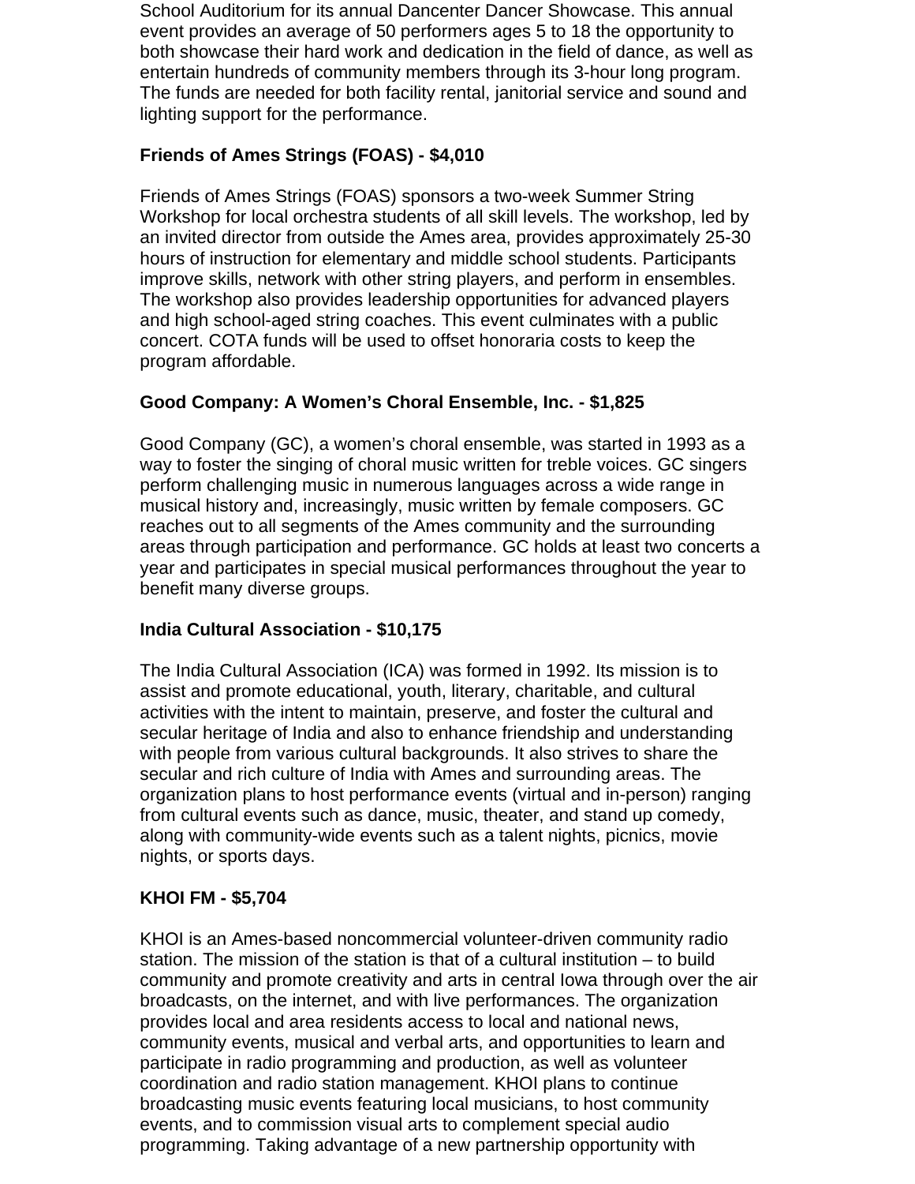School Auditorium for its annual Dancenter Dancer Showcase. This annual event provides an average of 50 performers ages 5 to 18 the opportunity to both showcase their hard work and dedication in the field of dance, as well as entertain hundreds of community members through its 3-hour long program. The funds are needed for both facility rental, janitorial service and sound and lighting support for the performance.

**Friends of Ames Strings (FOAS) - $4,010**

Friends of Ames Strings (FOAS) sponsors a two-week Summer String Workshop for local orchestra students of all skill levels. The workshop, led by an invited director from outside the Ames area, provides approximately 25-30 hours of instruction for elementary and middle school students. Participants improve skills, network with other string players, and perform in ensembles. The workshop also provides leadership opportunities for advanced players and high school-aged string coaches. This event culminates with a public concert. COTA funds will be used to offset honoraria costs to keep the program affordable.

**Good Company: A Women's Choral Ensemble, Inc. - $1,825**

Good Company (GC), a women's choral ensemble, was started in 1993 as a way to foster the singing of choral music written for treble voices. GC singers perform challenging music in numerous languages across a wide range in musical history and, increasingly, music written by female composers. GC reaches out to all segments of the Ames community and the surrounding areas through participation and performance. GC holds at least two concerts a year and participates in special musical performances throughout the year to benefit many diverse groups.

**India Cultural Association - $10,175**

The India Cultural Association (ICA) was formed in 1992. Its mission is to assist and promote educational, youth, literary, charitable, and cultural activities with the intent to maintain, preserve, and foster the cultural and secular heritage of India and also to enhance friendship and understanding with people from various cultural backgrounds. It also strives to share the secular and rich culture of India with Ames and surrounding areas. The organization plans to host performance events (virtual and in-person) ranging from cultural events such as dance, music, theater, and stand up comedy, along with community-wide events such as a talent nights, picnics, movie nights, or sports days.

**KHOI FM - $5,704**

KHOI is an Ames-based noncommercial volunteer-driven community radio station. The mission of the station is that of a cultural institution – to build community and promote creativity and arts in central Iowa through over the air broadcasts, on the internet, and with live performances. The organization provides local and area residents access to local and national news, community events, musical and verbal arts, and opportunities to learn and participate in radio programming and production, as well as volunteer coordination and radio station management. KHOI plans to continue broadcasting music events featuring local musicians, to host community events, and to commission visual arts to complement special audio programming. Taking advantage of a new partnership opportunity with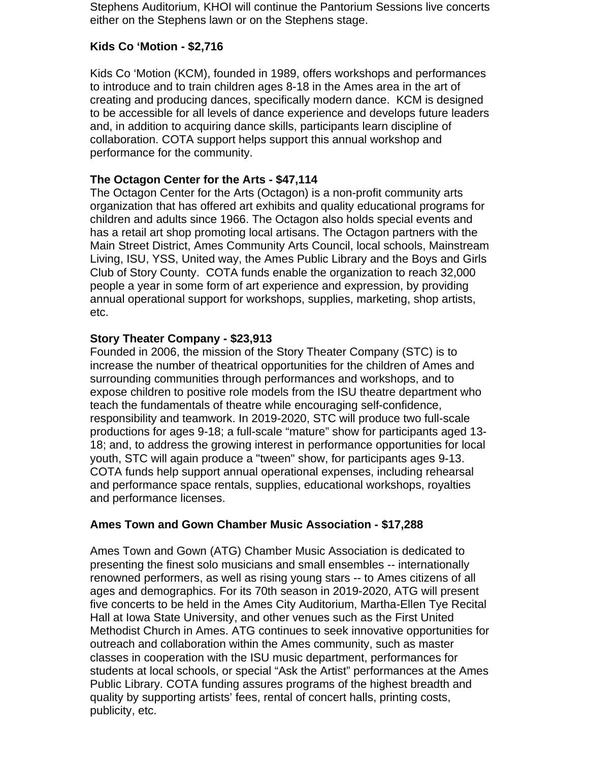Stephens Auditorium, KHOI will continue the Pantorium Sessions live concerts either on the Stephens lawn or on the Stephens stage.

**Kids Co 'Motion - $2,716**

Kids Co 'Motion (KCM), founded in 1989, offers workshops and performances to introduce and to train children ages 8-18 in the Ames area in the art of creating and producing dances, specifically modern dance. KCM is designed to be accessible for all levels of dance experience and develops future leaders and, in addition to acquiring dance skills, participants learn discipline of collaboration. COTA support helps support this annual workshop and performance for the community.

**The Octagon Center for the Arts - $47,114**

The Octagon Center for the Arts (Octagon) is a non-profit community arts organization that has offered art exhibits and quality educational programs for children and adults since 1966. The Octagon also holds special events and has a retail art shop promoting local artisans. The Octagon partners with the Main Street District, Ames Community Arts Council, local schools, Mainstream Living, ISU, YSS, United way, the Ames Public Library and the Boys and Girls Club of Story County. COTA funds enable the organization to reach 32,000 people a year in some form of art experience and expression, by providing annual operational support for workshops, supplies, marketing, shop artists, etc.

**Story Theater Company - $23,913**

Founded in 2006, the mission of the Story Theater Company (STC) is to increase the number of theatrical opportunities for the children of Ames and surrounding communities through performances and workshops, and to expose children to positive role models from the ISU theatre department who teach the fundamentals of theatre while encouraging self-confidence, responsibility and teamwork. In 2019-2020, STC will produce two full-scale productions for ages 9-18; a full-scale "mature" show for participants aged 13-18; and, to address the growing interest in performance opportunities for local youth, STC will again produce a "tween" show, for participants ages 9-13. COTA funds help support annual operational expenses, including rehearsal and performance space rentals, supplies, educational workshops, royalties and performance licenses.

**Ames Town and Gown Chamber Music Association - $17,288**

Ames Town and Gown (ATG) Chamber Music Association is dedicated to presenting the finest solo musicians and small ensembles -- internationally renowned performers, as well as rising young stars -- to Ames citizens of all ages and demographics. For its 70th season in 2019-2020, ATG will present five concerts to be held in the Ames City Auditorium, Martha-Ellen Tye Recital Hall at Iowa State University, and other venues such as the First United Methodist Church in Ames. ATG continues to seek innovative opportunities for outreach and collaboration within the Ames community, such as master classes in cooperation with the ISU music department, performances for students at local schools, or special "Ask the Artist" performances at the Ames Public Library. COTA funding assures programs of the highest breadth and quality by supporting artists' fees, rental of concert halls, printing costs, publicity, etc.